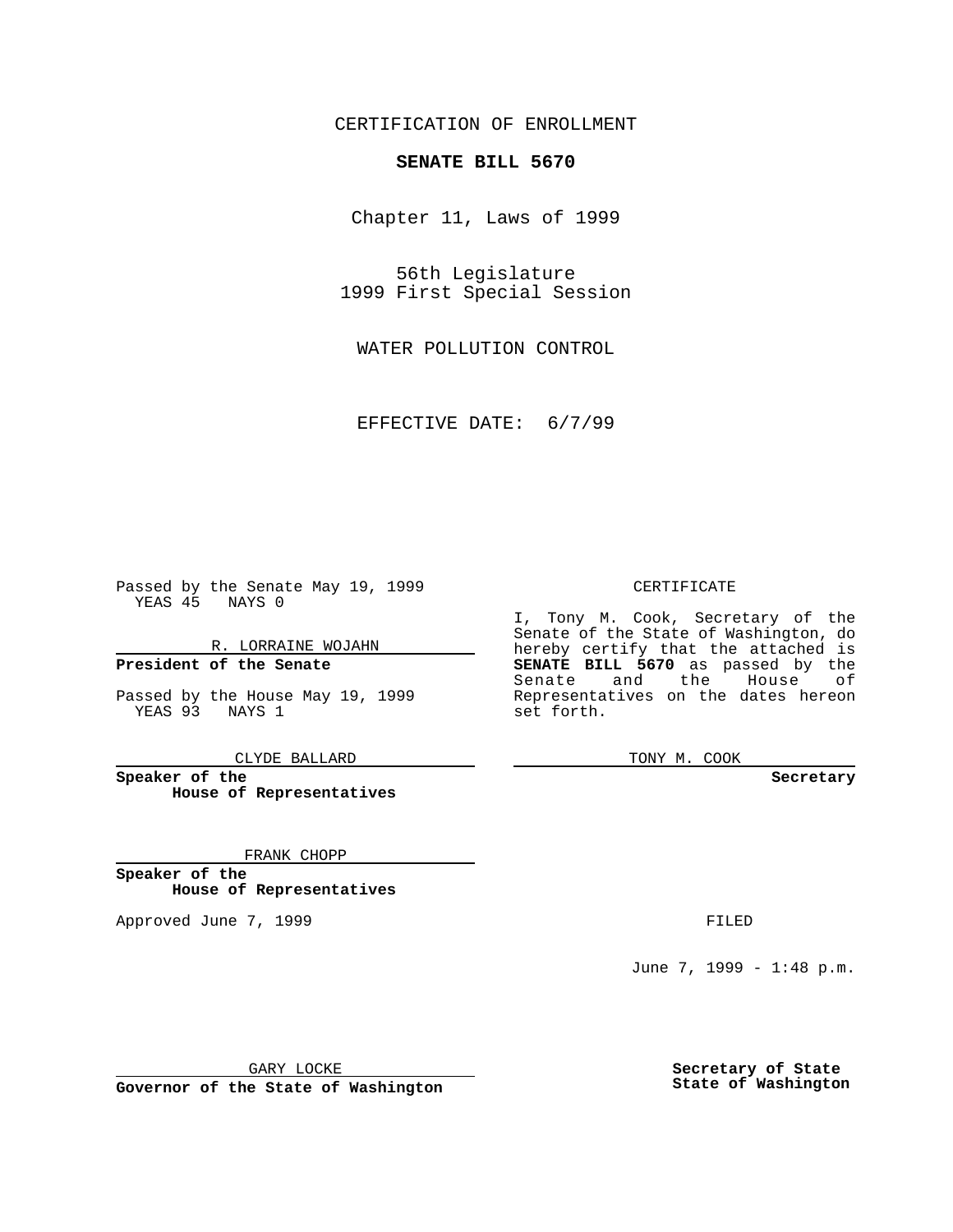CERTIFICATION OF ENROLLMENT

**SENATE BILL 5670**

Chapter 11, Laws of 1999

56th Legislature
1999 First Special Session

WATER POLLUTION CONTROL

EFFECTIVE DATE: 6/7/99

Passed by the Senate May 19, 1999
YEAS 45 NAYS 0

R. LORRAINE WOJAHN

**President of the Senate**

Passed by the House May 19, 1999
YEAS 93 NAYS 1

CLYDE BALLARD

**Speaker of the House of Representatives**

FRANK CHOPP

**Speaker of the House of Representatives**

Approved June 7, 1999

GARY LOCKE

**Governor of the State of Washington**

CERTIFICATE

I, Tony M. Cook, Secretary of the Senate of the State of Washington, do hereby certify that the attached is **SENATE BILL 5670** as passed by the Senate and the House of Representatives on the dates hereon set forth.

TONY M. COOK

**Secretary**

FILED

June 7, 1999 - 1:48 p.m.

**Secretary of State
State of Washington**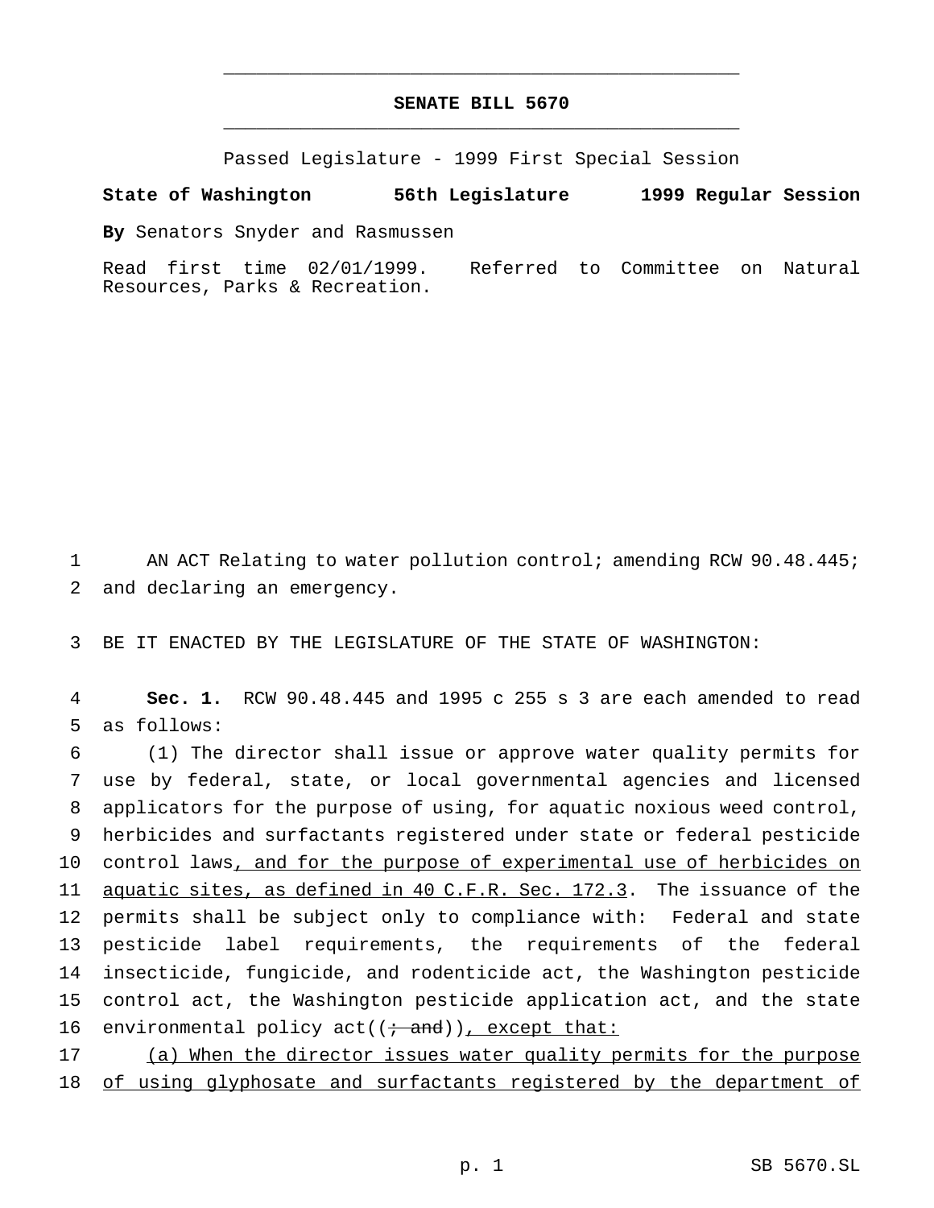# SENATE BILL 5670

Passed Legislature - 1999 First Special Session

**State of Washington 56th Legislature 1999 Regular Session**

**By** Senators Snyder and Rasmussen

Read first time 02/01/1999. Referred to Committee on Natural Resources, Parks & Recreation.

1 AN ACT Relating to water pollution control; amending RCW 90.48.445;
2 and declaring an emergency.

3 BE IT ENACTED BY THE LEGISLATURE OF THE STATE OF WASHINGTON:

4 **Sec. 1.** RCW 90.48.445 and 1995 c 255 s 3 are each amended to read
5 as follows:

6 (1) The director shall issue or approve water quality permits for
7 use by federal, state, or local governmental agencies and licensed
8 applicators for the purpose of using, for aquatic noxious weed control,
9 herbicides and surfactants registered under state or federal pesticide
10 control laws<u>, and for the purpose of experimental use of herbicides on</u>
11 <u>aquatic sites, as defined in 40 C.F.R. Sec. 172.3</u>. The issuance of the
12 permits shall be subject only to compliance with: Federal and state
13 pesticide label requirements, the requirements of the federal
14 insecticide, fungicide, and rodenticide act, the Washington pesticide
15 control act, the Washington pesticide application act, and the state
16 environmental policy act((~~; and~~))<u>, except that:</u>

17 <u>(a) When the director issues water quality permits for the purpose</u>
18 <u>of using glyphosate and surfactants registered by the department of</u>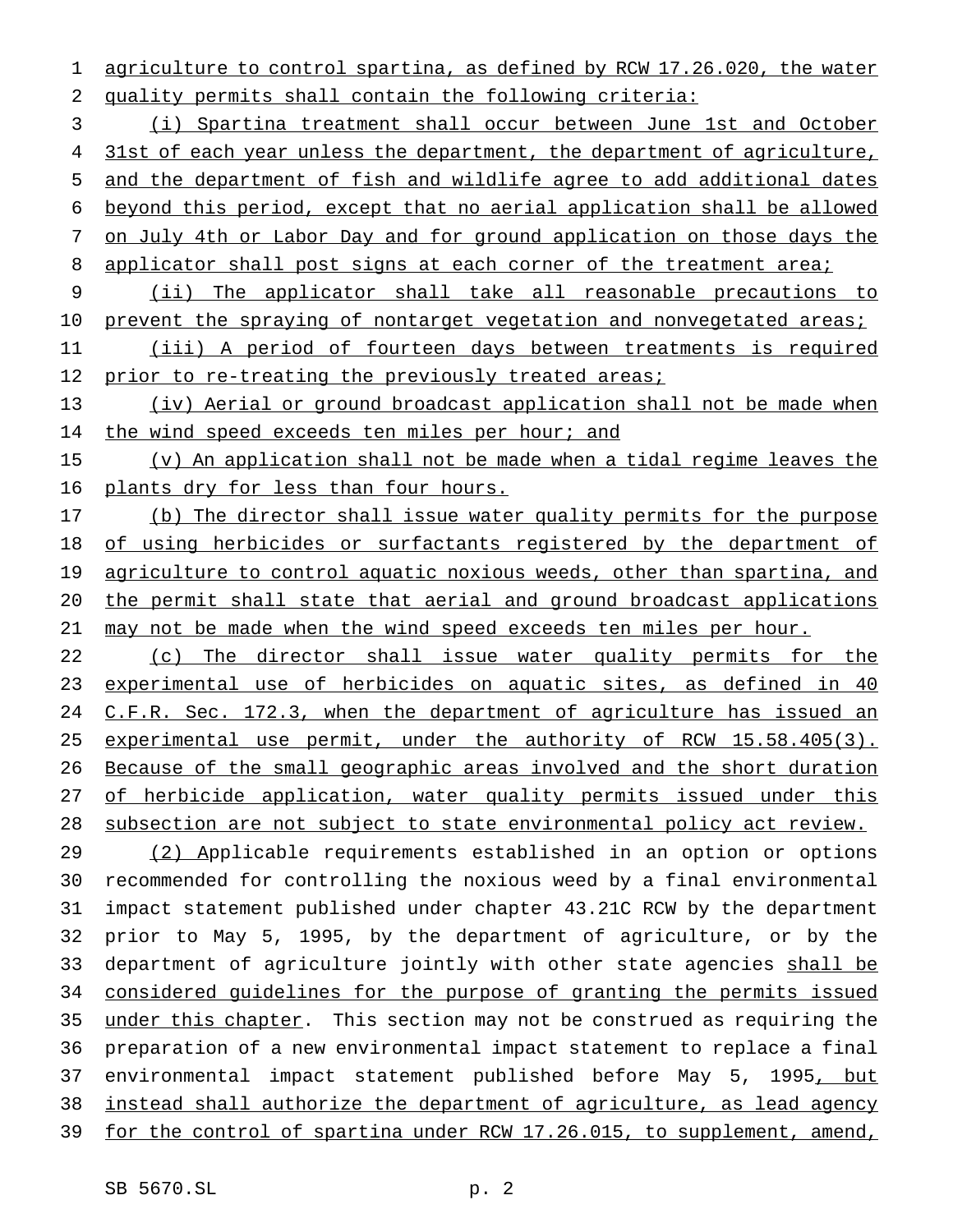agriculture to control spartina, as defined by RCW 17.26.020, the water quality permits shall contain the following criteria:

(i) Spartina treatment shall occur between June 1st and October 31st of each year unless the department, the department of agriculture, and the department of fish and wildlife agree to add additional dates beyond this period, except that no aerial application shall be allowed on July 4th or Labor Day and for ground application on those days the applicator shall post signs at each corner of the treatment area;

(ii) The applicator shall take all reasonable precautions to prevent the spraying of nontarget vegetation and nonvegetated areas;

(iii) A period of fourteen days between treatments is required prior to re-treating the previously treated areas;

(iv) Aerial or ground broadcast application shall not be made when the wind speed exceeds ten miles per hour; and

(v) An application shall not be made when a tidal regime leaves the plants dry for less than four hours.

(b) The director shall issue water quality permits for the purpose of using herbicides or surfactants registered by the department of agriculture to control aquatic noxious weeds, other than spartina, and the permit shall state that aerial and ground broadcast applications may not be made when the wind speed exceeds ten miles per hour.

(c) The director shall issue water quality permits for the experimental use of herbicides on aquatic sites, as defined in 40 C.F.R. Sec. 172.3, when the department of agriculture has issued an experimental use permit, under the authority of RCW 15.58.405(3). Because of the small geographic areas involved and the short duration of herbicide application, water quality permits issued under this subsection are not subject to state environmental policy act review.

(2) Applicable requirements established in an option or options recommended for controlling the noxious weed by a final environmental impact statement published under chapter 43.21C RCW by the department prior to May 5, 1995, by the department of agriculture, or by the department of agriculture jointly with other state agencies shall be considered guidelines for the purpose of granting the permits issued under this chapter. This section may not be construed as requiring the preparation of a new environmental impact statement to replace a final environmental impact statement published before May 5, 1995, but instead shall authorize the department of agriculture, as lead agency for the control of spartina under RCW 17.26.015, to supplement, amend,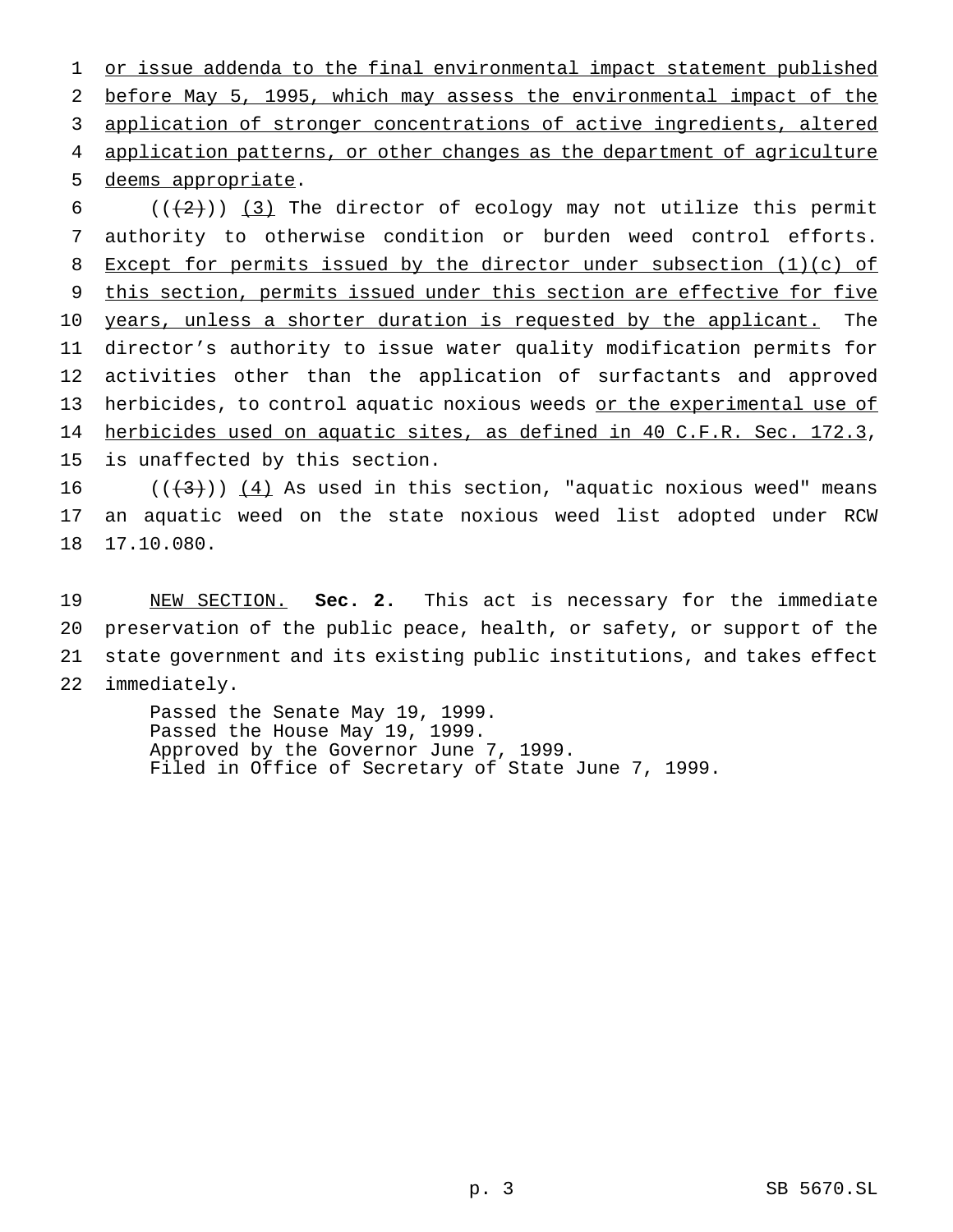or issue addenda to the final environmental impact statement published before May 5, 1995, which may assess the environmental impact of the application of stronger concentrations of active ingredients, altered application patterns, or other changes as the department of agriculture deems appropriate.

(((2))) (3) The director of ecology may not utilize this permit authority to otherwise condition or burden weed control efforts. Except for permits issued by the director under subsection (1)(c) of this section, permits issued under this section are effective for five years, unless a shorter duration is requested by the applicant. The director's authority to issue water quality modification permits for activities other than the application of surfactants and approved herbicides, to control aquatic noxious weeds or the experimental use of herbicides used on aquatic sites, as defined in 40 C.F.R. Sec. 172.3, is unaffected by this section.

(((3))) (4) As used in this section, "aquatic noxious weed" means an aquatic weed on the state noxious weed list adopted under RCW 17.10.080.

NEW SECTION. **Sec. 2.** This act is necessary for the immediate preservation of the public peace, health, or safety, or support of the state government and its existing public institutions, and takes effect immediately.

Passed the Senate May 19, 1999.
Passed the House May 19, 1999.
Approved by the Governor June 7, 1999.
Filed in Office of Secretary of State June 7, 1999.